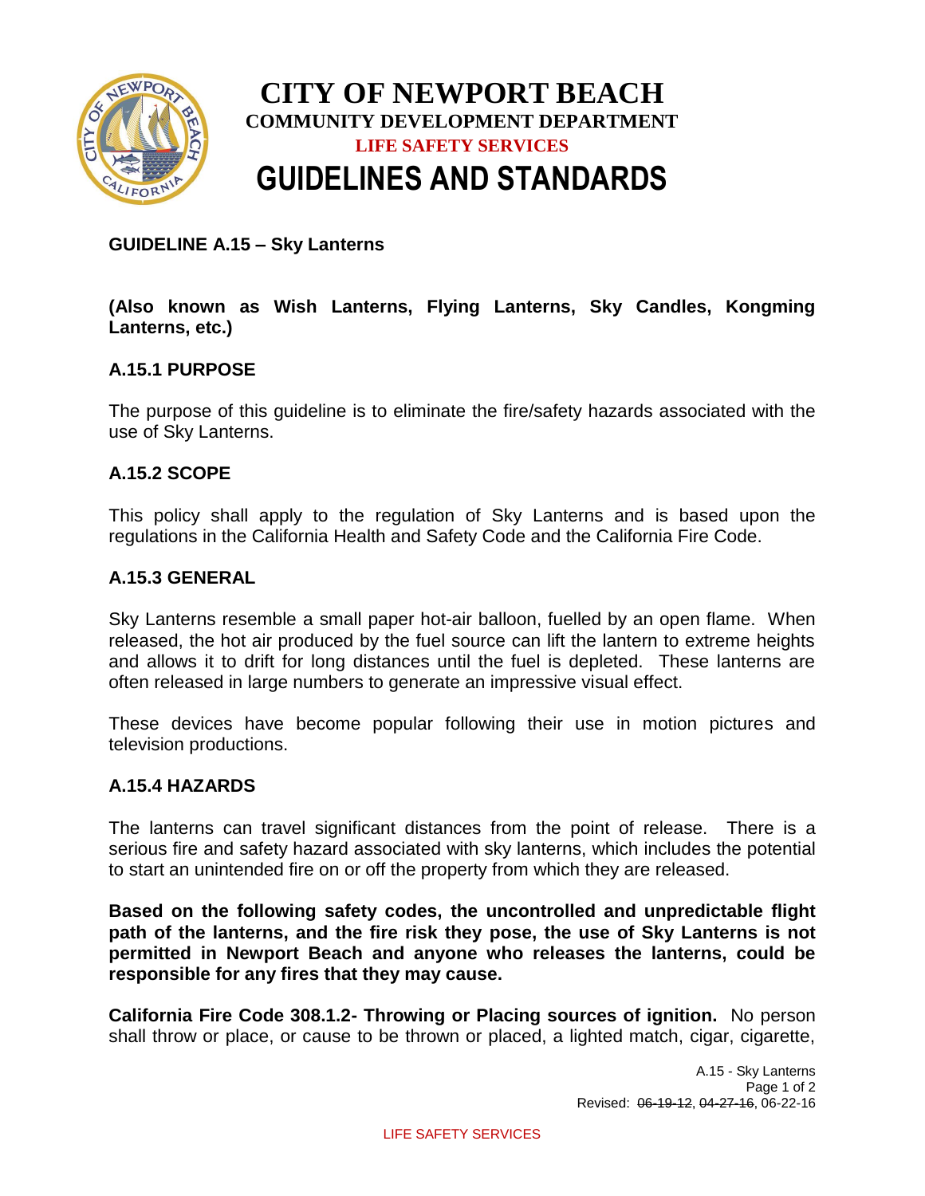# CITY OF NEWPORT BEACH

**COMMUNITY DEVELOPMENT DEPARTMENT**

**LIFE SAFETY SERVICES**

# GUIDELINES AND STANDARDS

**GUIDELINE A.15 – Sky Lanterns**

**(Also known as Wish Lanterns, Flying Lanterns, Sky Candles, Kongming Lanterns, etc.)**

## A.15.1 PURPOSE

The purpose of this guideline is to eliminate the fire/safety hazards associated with the use of Sky Lanterns.

## A.15.2 SCOPE

This policy shall apply to the regulation of Sky Lanterns and is based upon the regulations in the California Health and Safety Code and the California Fire Code.

## A.15.3 GENERAL

Sky Lanterns resemble a small paper hot-air balloon, fuelled by an open flame. When released, the hot air produced by the fuel source can lift the lantern to extreme heights and allows it to drift for long distances until the fuel is depleted. These lanterns are often released in large numbers to generate an impressive visual effect.

These devices have become popular following their use in motion pictures and television productions.

## A.15.4 HAZARDS

The lanterns can travel significant distances from the point of release. There is a serious fire and safety hazard associated with sky lanterns, which includes the potential to start an unintended fire on or off the property from which they are released.

**Based on the following safety codes, the uncontrolled and unpredictable flight path of the lanterns, and the fire risk they pose, the use of Sky Lanterns is not permitted in Newport Beach and anyone who releases the lanterns, could be responsible for any fires that they may cause.**

**California Fire Code 308.1.2- Throwing or Placing sources of ignition.** No person shall throw or place, or cause to be thrown or placed, a lighted match, cigar, cigarette,

Revised: ~~06-19-12~~, ~~04-27-16~~, 06-22-16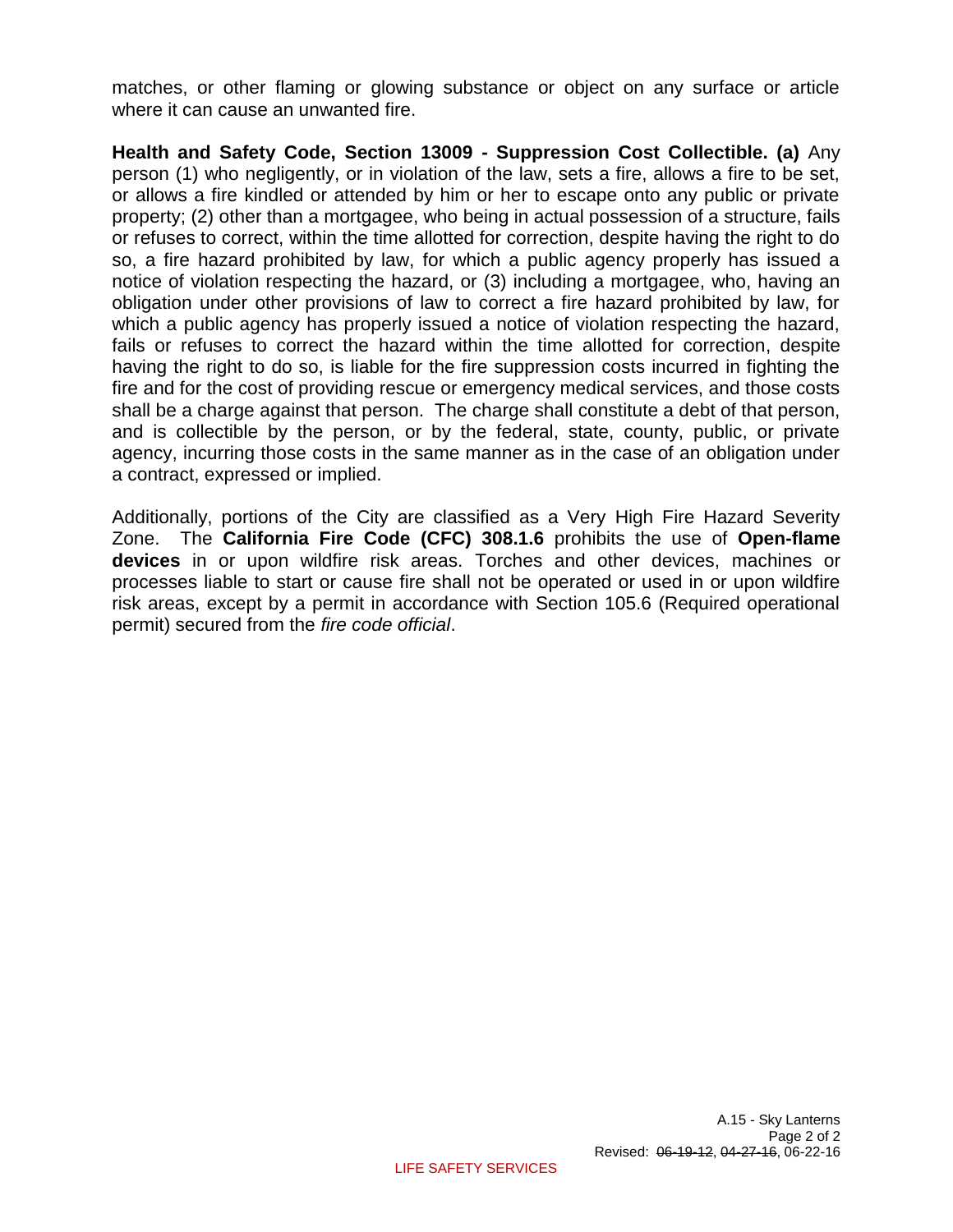matches, or other flaming or glowing substance or object on any surface or article where it can cause an unwanted fire.

**Health and Safety Code, Section 13009 - Suppression Cost Collectible. (a)** Any person (1) who negligently, or in violation of the law, sets a fire, allows a fire to be set, or allows a fire kindled or attended by him or her to escape onto any public or private property; (2) other than a mortgagee, who being in actual possession of a structure, fails or refuses to correct, within the time allotted for correction, despite having the right to do so, a fire hazard prohibited by law, for which a public agency properly has issued a notice of violation respecting the hazard, or (3) including a mortgagee, who, having an obligation under other provisions of law to correct a fire hazard prohibited by law, for which a public agency has properly issued a notice of violation respecting the hazard, fails or refuses to correct the hazard within the time allotted for correction, despite having the right to do so, is liable for the fire suppression costs incurred in fighting the fire and for the cost of providing rescue or emergency medical services, and those costs shall be a charge against that person. The charge shall constitute a debt of that person, and is collectible by the person, or by the federal, state, county, public, or private agency, incurring those costs in the same manner as in the case of an obligation under a contract, expressed or implied.

Additionally, portions of the City are classified as a Very High Fire Hazard Severity Zone. The **California Fire Code (CFC) 308.1.6** prohibits the use of **Open-flame devices** in or upon wildfire risk areas. Torches and other devices, machines or processes liable to start or cause fire shall not be operated or used in or upon wildfire risk areas, except by a permit in accordance with Section 105.6 (Required operational permit) secured from the *fire code official*.